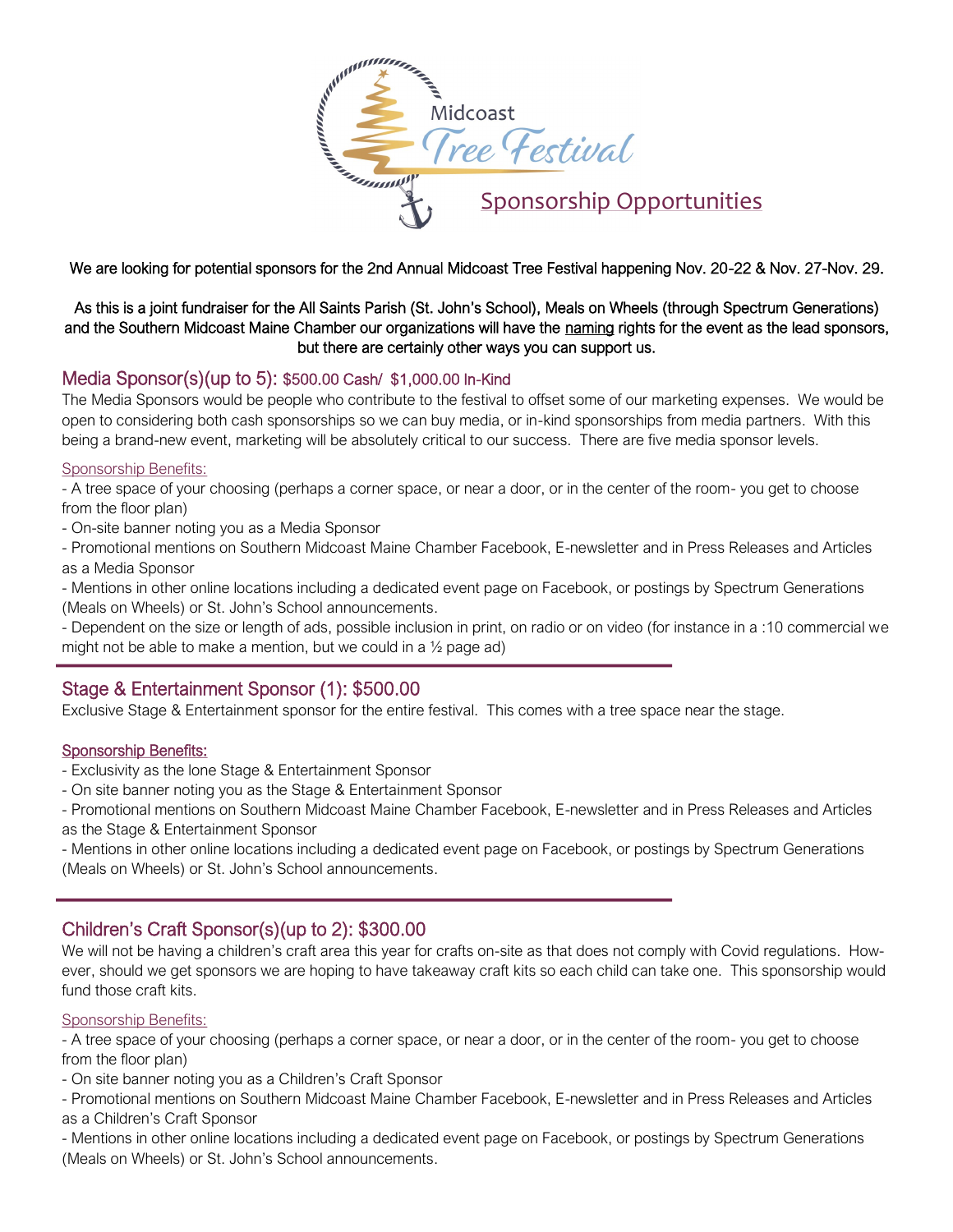# Midcoast Tree Festival

## Sponsorship Opportunities

We are looking for potential sponsors for the 2nd Annual Midcoast Tree Festival happening Nov. 20-22 & Nov. 27-Nov. 29.

As this is a joint fundraiser for the All Saints Parish (St. John's School), Meals on Wheels (through Spectrum Generations) and the Southern Midcoast Maine Chamber our organizations will have the naming rights for the event as the lead sponsors, but there are certainly other ways you can support us.

## Media Sponsor(s)(up to 5): $500.00 Cash/ $1,000.00 In-Kind

The Media Sponsors would be people who contribute to the festival to offset some of our marketing expenses. We would be open to considering both cash sponsorships so we can buy media, or in-kind sponsorships from media partners. With this being a brand-new event, marketing will be absolutely critical to our success. There are five media sponsor levels.

Sponsorship Benefits:

- A tree space of your choosing (perhaps a corner space, or near a door, or in the center of the room- you get to choose from the floor plan)
- On-site banner noting you as a Media Sponsor
- Promotional mentions on Southern Midcoast Maine Chamber Facebook, E-newsletter and in Press Releases and Articles as a Media Sponsor
- Mentions in other online locations including a dedicated event page on Facebook, or postings by Spectrum Generations (Meals on Wheels) or St. John's School announcements.
- Dependent on the size or length of ads, possible inclusion in print, on radio or on video (for instance in a :10 commercial we might not be able to make a mention, but we could in a ½ page ad)

## Stage & Entertainment Sponsor (1): $500.00

Exclusive Stage & Entertainment sponsor for the entire festival. This comes with a tree space near the stage.

**Sponsorship Benefits:**

- Exclusivity as the lone Stage & Entertainment Sponsor
- On site banner noting you as the Stage & Entertainment Sponsor
- Promotional mentions on Southern Midcoast Maine Chamber Facebook, E-newsletter and in Press Releases and Articles as the Stage & Entertainment Sponsor
- Mentions in other online locations including a dedicated event page on Facebook, or postings by Spectrum Generations (Meals on Wheels) or St. John's School announcements.

## Children's Craft Sponsor(s)(up to 2): $300.00

We will not be having a children's craft area this year for crafts on-site as that does not comply with Covid regulations. However, should we get sponsors we are hoping to have takeaway craft kits so each child can take one. This sponsorship would fund those craft kits.

Sponsorship Benefits:

- A tree space of your choosing (perhaps a corner space, or near a door, or in the center of the room- you get to choose from the floor plan)
- On site banner noting you as a Children's Craft Sponsor
- Promotional mentions on Southern Midcoast Maine Chamber Facebook, E-newsletter and in Press Releases and Articles as a Children's Craft Sponsor
- Mentions in other online locations including a dedicated event page on Facebook, or postings by Spectrum Generations (Meals on Wheels) or St. John's School announcements.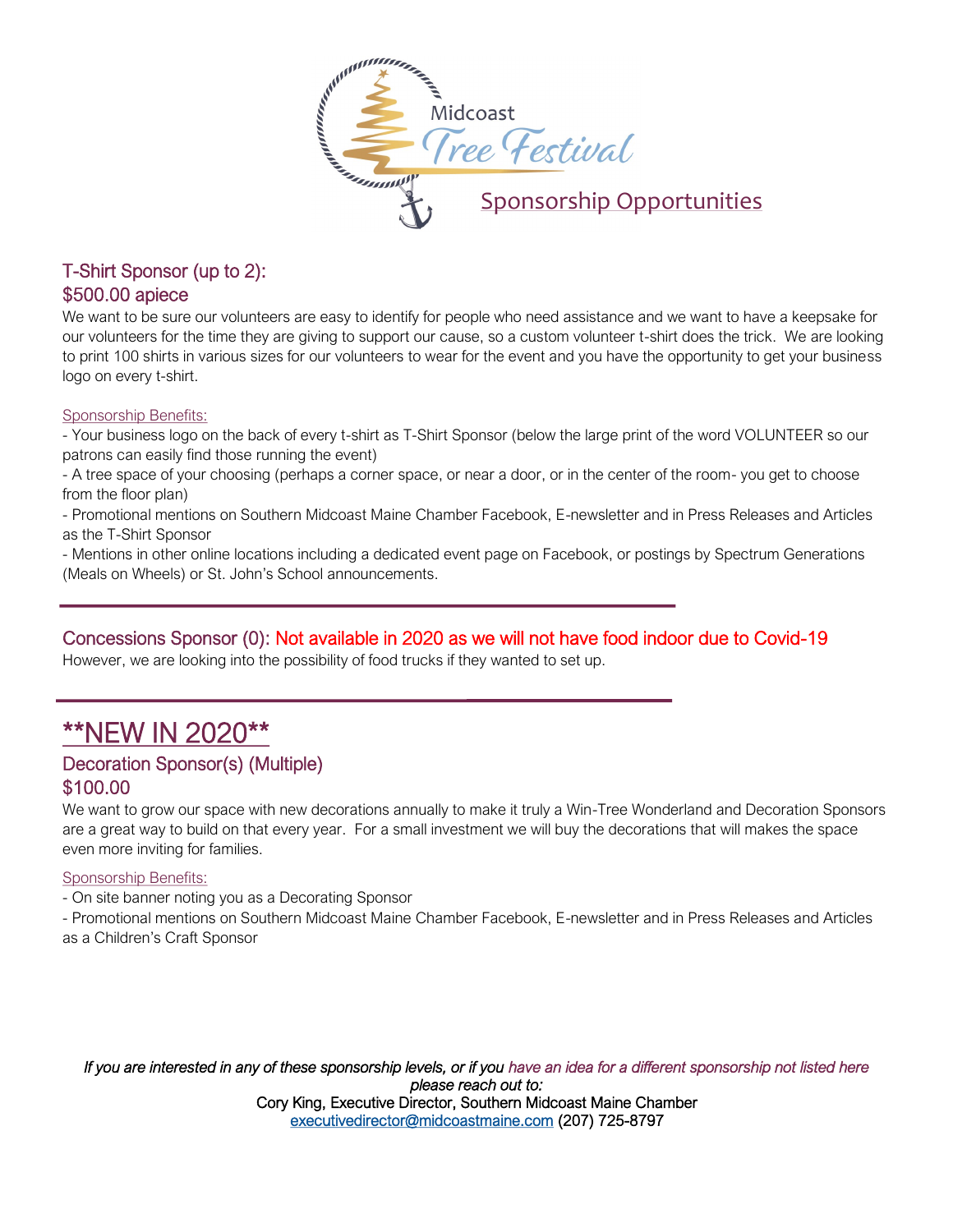Midcoast Tree Festival

## Sponsorship Opportunities

### T-Shirt Sponsor (up to 2): $500.00 apiece

We want to be sure our volunteers are easy to identify for people who need assistance and we want to have a keepsake for our volunteers for the time they are giving to support our cause, so a custom volunteer t-shirt does the trick. We are looking to print 100 shirts in various sizes for our volunteers to wear for the event and you have the opportunity to get your business logo on every t-shirt.

Sponsorship Benefits:

- Your business logo on the back of every t-shirt as T-Shirt Sponsor (below the large print of the word VOLUNTEER so our patrons can easily find those running the event)
- A tree space of your choosing (perhaps a corner space, or near a door, or in the center of the room- you get to choose from the floor plan)
- Promotional mentions on Southern Midcoast Maine Chamber Facebook, E-newsletter and in Press Releases and Articles as the T-Shirt Sponsor
- Mentions in other online locations including a dedicated event page on Facebook, or postings by Spectrum Generations (Meals on Wheels) or St. John's School announcements.

---

### Concessions Sponsor (0): Not available in 2020 as we will not have food indoor due to Covid-19

However, we are looking into the possibility of food trucks if they wanted to set up.

---

## **NEW IN 2020**

### Decoration Sponsor(s) (Multiple) $100.00

We want to grow our space with new decorations annually to make it truly a Win-Tree Wonderland and Decoration Sponsors are a great way to build on that every year. For a small investment we will buy the decorations that will makes the space even more inviting for families.

Sponsorship Benefits:

- On site banner noting you as a Decorating Sponsor
- Promotional mentions on Southern Midcoast Maine Chamber Facebook, E-newsletter and in Press Releases and Articles as a Children's Craft Sponsor

*If you are interested in any of these sponsorship levels, or if you have an idea for a different sponsorship not listed here please reach out to:*

Cory King, Executive Director, Southern Midcoast Maine Chamber
executivedirector@midcoastmaine.com (207) 725-8797